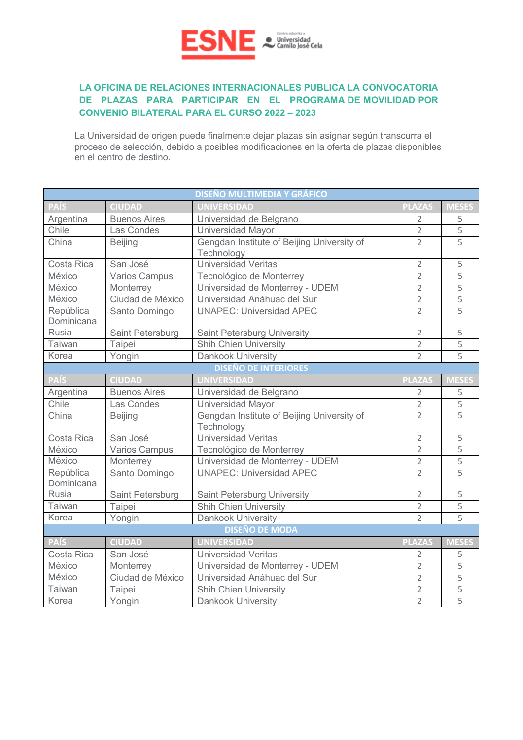ESNE Centro adscrito a Universidad Camilo José Cela

## LA OFICINA DE RELACIONES INTERNACIONALES PUBLICA LA CONVOCATORIA DE PLAZAS PARA PARTICIPAR EN EL PROGRAMA DE MOVILIDAD POR CONVENIO BILATERAL PARA EL CURSO 2022 – 2023

La Universidad de origen puede finalmente dejar plazas sin asignar según transcurra el proceso de selección, debido a posibles modificaciones en la oferta de plazas disponibles en el centro de destino.

| DISEÑO MULTIMEDIA Y GRÁFICO | | | | |
|---|---|---|---|---|
| PAÍS | CIUDAD | UNIVERSIDAD | PLAZAS | MESES |
| Argentina | Buenos Aires | Universidad de Belgrano | 2 | 5 |
| Chile | Las Condes | Universidad Mayor | 2 | 5 |
| China | Beijing | Gengdan Institute of Beijing University of Technology | 2 | 5 |
| Costa Rica | San José | Universidad Veritas | 2 | 5 |
| México | Varios Campus | Tecnológico de Monterrey | 2 | 5 |
| México | Monterrey | Universidad de Monterrey - UDEM | 2 | 5 |
| México | Ciudad de México | Universidad Anáhuac del Sur | 2 | 5 |
| República Dominicana | Santo Domingo | UNAPEC: Universidad APEC | 2 | 5 |
| Rusia | Saint Petersburg | Saint Petersburg University | 2 | 5 |
| Taiwan | Taipei | Shih Chien University | 2 | 5 |
| Korea | Yongin | Dankook University | 2 | 5 |
| **DISEÑO DE INTERIORES** | | | | |
| PAÍS | CIUDAD | UNIVERSIDAD | PLAZAS | MESES |
| Argentina | Buenos Aires | Universidad de Belgrano | 2 | 5 |
| Chile | Las Condes | Universidad Mayor | 2 | 5 |
| China | Beijing | Gengdan Institute of Beijing University of Technology | 2 | 5 |
| Costa Rica | San José | Universidad Veritas | 2 | 5 |
| México | Varios Campus | Tecnológico de Monterrey | 2 | 5 |
| México | Monterrey | Universidad de Monterrey - UDEM | 2 | 5 |
| República Dominicana | Santo Domingo | UNAPEC: Universidad APEC | 2 | 5 |
| Rusia | Saint Petersburg | Saint Petersburg University | 2 | 5 |
| Taiwan | Taipei | Shih Chien University | 2 | 5 |
| Korea | Yongin | Dankook University | 2 | 5 |
| **DISEÑO DE MODA** | | | | |
| PAÍS | CIUDAD | UNIVERSIDAD | PLAZAS | MESES |
| Costa Rica | San José | Universidad Veritas | 2 | 5 |
| México | Monterrey | Universidad de Monterrey - UDEM | 2 | 5 |
| México | Ciudad de México | Universidad Anáhuac del Sur | 2 | 5 |
| Taiwan | Taipei | Shih Chien University | 2 | 5 |
| Korea | Yongin | Dankook University | 2 | 5 |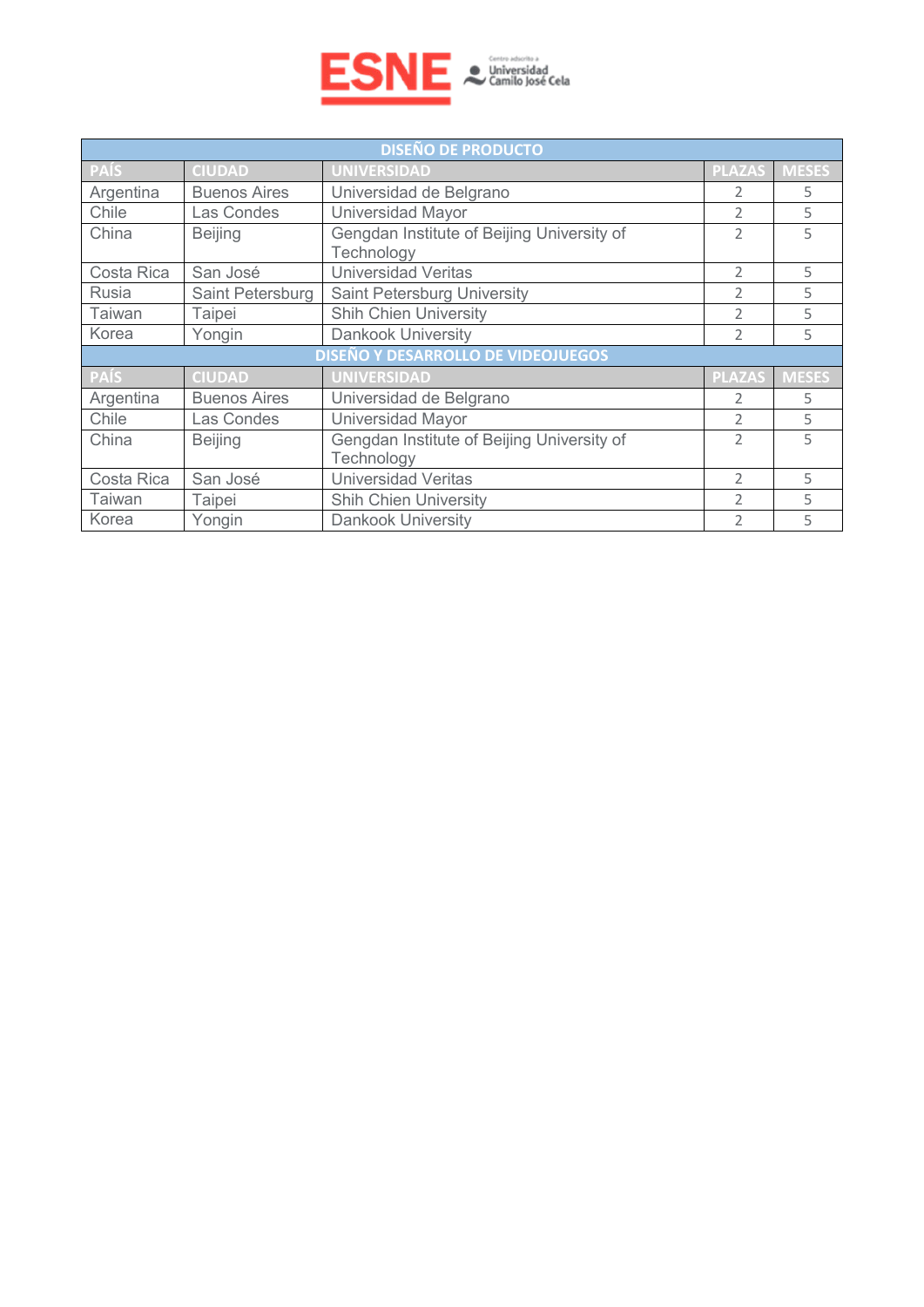| DISEÑO DE PRODUCTO | | | | |
|---|---|---|---|---|
| PAÍS | CIUDAD | UNIVERSIDAD | PLAZAS | MESES |
| Argentina | Buenos Aires | Universidad de Belgrano | 2 | 5 |
| Chile | Las Condes | Universidad Mayor | 2 | 5 |
| China | Beijing | Gengdan Institute of Beijing University of Technology | 2 | 5 |
| Costa Rica | San José | Universidad Veritas | 2 | 5 |
| Rusia | Saint Petersburg | Saint Petersburg University | 2 | 5 |
| Taiwan | Taipei | Shih Chien University | 2 | 5 |
| Korea | Yongin | Dankook University | 2 | 5 |
| DISEÑO Y DESARROLLO DE VIDEOJUEGOS | | | | |
| PAÍS | CIUDAD | UNIVERSIDAD | PLAZAS | MESES |
| Argentina | Buenos Aires | Universidad de Belgrano | 2 | 5 |
| Chile | Las Condes | Universidad Mayor | 2 | 5 |
| China | Beijing | Gengdan Institute of Beijing University of Technology | 2 | 5 |
| Costa Rica | San José | Universidad Veritas | 2 | 5 |
| Taiwan | Taipei | Shih Chien University | 2 | 5 |
| Korea | Yongin | Dankook University | 2 | 5 |